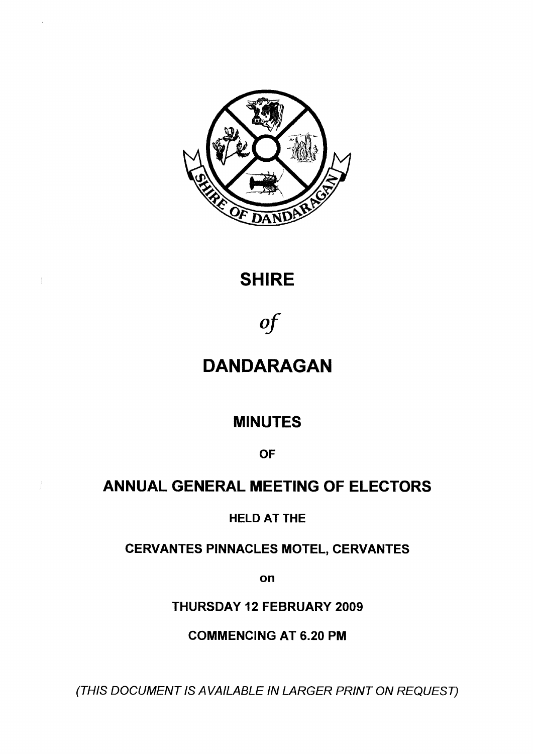# SHIRE

*of*

# DANDARAGAN

## MINUTES

**OF**

## ANNUAL GENERAL MEETING OF ELECTORS

**HELD AT THE**

**CERVANTES PINNACLES MOTEL, CERVANTES**

**on**

**THURSDAY 12 FEBRUARY 2009**

**COMMENCING AT 6.20 PM**

*(THIS DOCUMENT IS AVAILABLE IN LARGER PRINT ON REQUEST)*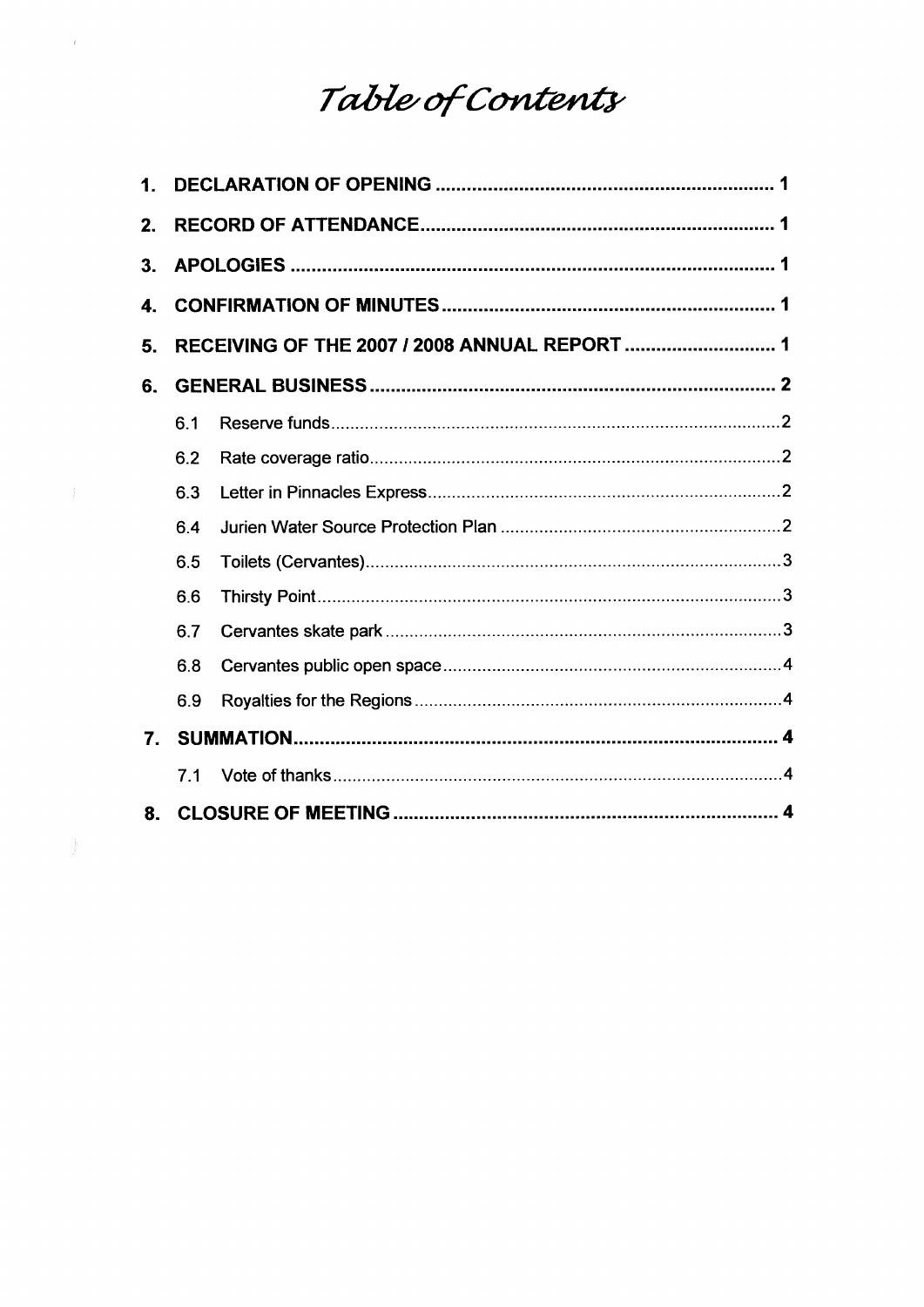# Table of Contents

1. **DECLARATION OF OPENING** .......... 1
2. **RECORD OF ATTENDANCE** .......... 1
3. **APOLOGIES** .......... 1
4. **CONFIRMATION OF MINUTES** .......... 1
5. **RECEIVING OF THE 2007 / 2008 ANNUAL REPORT** .......... 1
6. **GENERAL BUSINESS** .......... 2
   - 6.1 Reserve funds .......... 2
   - 6.2 Rate coverage ratio .......... 2
   - 6.3 Letter in Pinnacles Express .......... 2
   - 6.4 Jurien Water Source Protection Plan .......... 2
   - 6.5 Toilets (Cervantes) .......... 3
   - 6.6 Thirsty Point .......... 3
   - 6.7 Cervantes skate park .......... 3
   - 6.8 Cervantes public open space .......... 4
   - 6.9 Royalties for the Regions .......... 4
7. **SUMMATION** .......... 4
   - 7.1 Vote of thanks .......... 4
8. **CLOSURE OF MEETING** .......... 4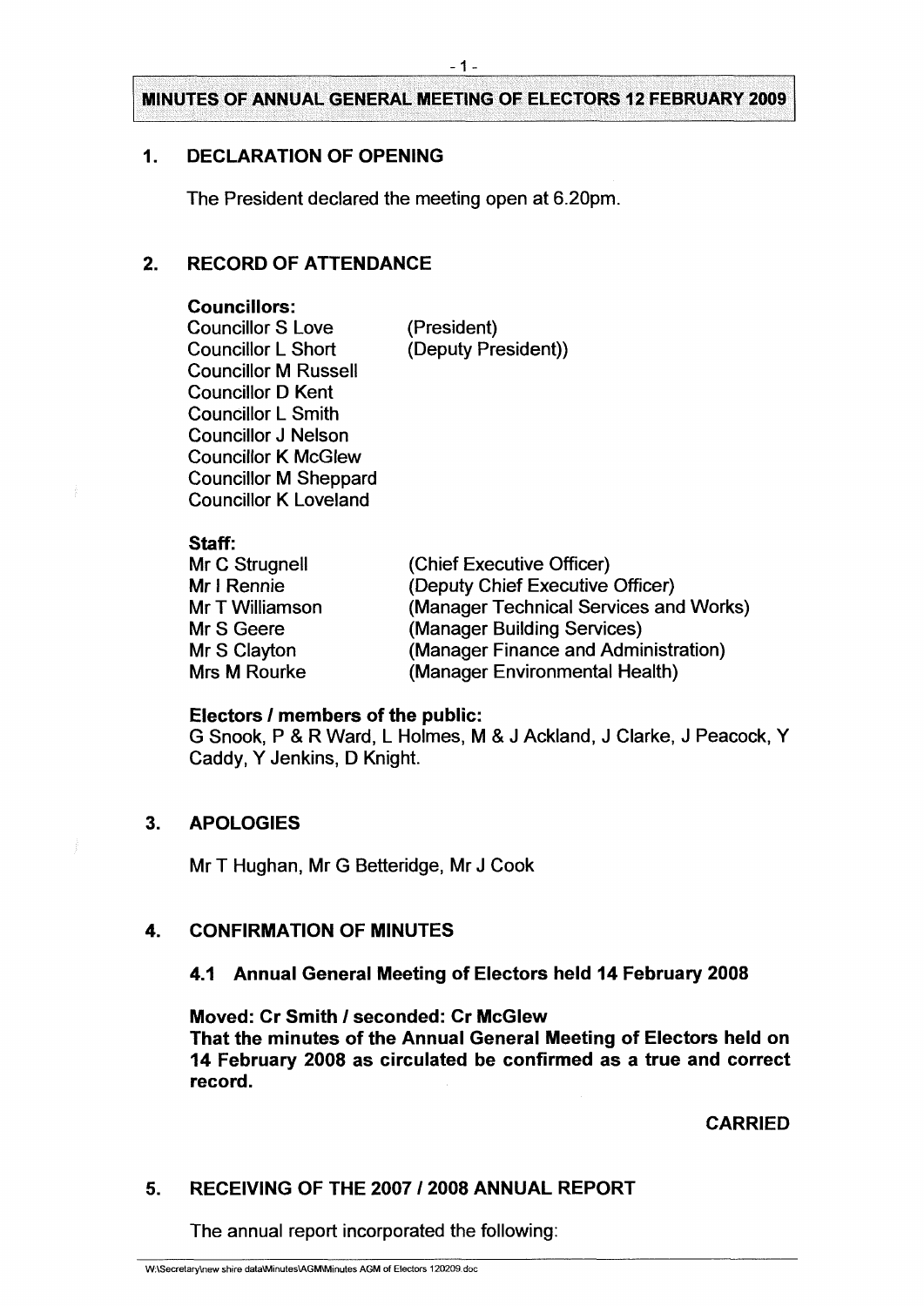# MINUTES OF ANNUAL GENERAL MEETING OF ELECTORS 12 FEBRUARY 2009

## 1. DECLARATION OF OPENING

The President declared the meeting open at 6.20pm.

## 2. RECORD OF ATTENDANCE

**Councillors:**

| | |
|---|---|
| Councillor S Love | (President) |
| Councillor L Short | (Deputy President)) |
| Councillor M Russell | |
| Councillor D Kent | |
| Councillor L Smith | |
| Councillor J Nelson | |
| Councillor K McGlew | |
| Councillor M Sheppard | |
| Councillor K Loveland | |

**Staff:**

| | |
|---|---|
| Mr C Strugnell | (Chief Executive Officer) |
| Mr I Rennie | (Deputy Chief Executive Officer) |
| Mr T Williamson | (Manager Technical Services and Works) |
| Mr S Geere | (Manager Building Services) |
| Mr S Clayton | (Manager Finance and Administration) |
| Mrs M Rourke | (Manager Environmental Health) |

**Electors / members of the public:**
G Snook, P & R Ward, L Holmes, M & J Ackland, J Clarke, J Peacock, Y Caddy, Y Jenkins, D Knight.

## 3. APOLOGIES

Mr T Hughan, Mr G Betteridge, Mr J Cook

## 4. CONFIRMATION OF MINUTES

### 4.1 Annual General Meeting of Electors held 14 February 2008

**Moved: Cr Smith / seconded: Cr McGlew**
**That the minutes of the Annual General Meeting of Electors held on 14 February 2008 as circulated be confirmed as a true and correct record.**

**CARRIED**

## 5. RECEIVING OF THE 2007 / 2008 ANNUAL REPORT

The annual report incorporated the following: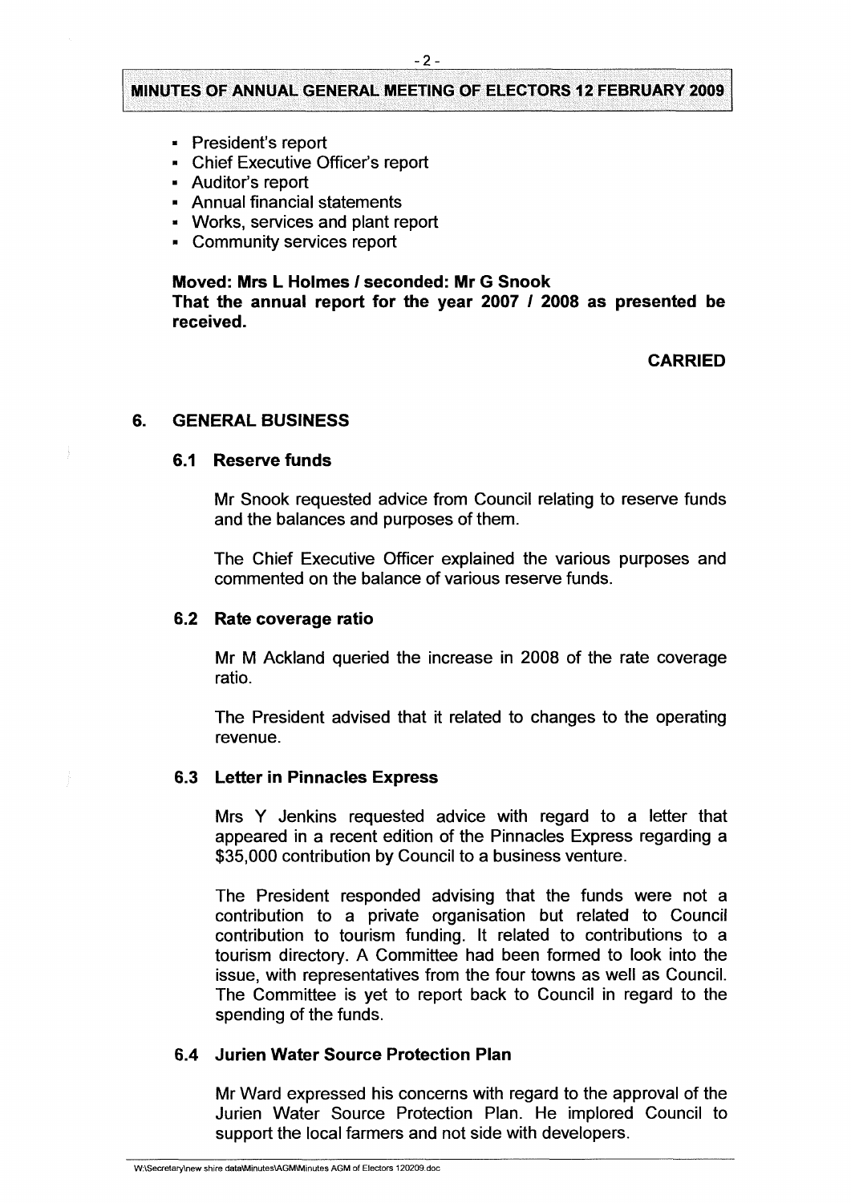- President's report
- Chief Executive Officer's report
- Auditor's report
- Annual financial statements
- Works, services and plant report
- Community services report

**Moved: Mrs L Holmes / seconded: Mr G Snook**
**That the annual report for the year 2007 / 2008 as presented be received.**

**CARRIED**

## 6. GENERAL BUSINESS

### 6.1 Reserve funds

Mr Snook requested advice from Council relating to reserve funds and the balances and purposes of them.

The Chief Executive Officer explained the various purposes and commented on the balance of various reserve funds.

### 6.2 Rate coverage ratio

Mr M Ackland queried the increase in 2008 of the rate coverage ratio.

The President advised that it related to changes to the operating revenue.

### 6.3 Letter in Pinnacles Express

Mrs Y Jenkins requested advice with regard to a letter that appeared in a recent edition of the Pinnacles Express regarding a $35,000 contribution by Council to a business venture.

The President responded advising that the funds were not a contribution to a private organisation but related to Council contribution to tourism funding. It related to contributions to a tourism directory. A Committee had been formed to look into the issue, with representatives from the four towns as well as Council. The Committee is yet to report back to Council in regard to the spending of the funds.

### 6.4 Jurien Water Source Protection Plan

Mr Ward expressed his concerns with regard to the approval of the Jurien Water Source Protection Plan. He implored Council to support the local farmers and not side with developers.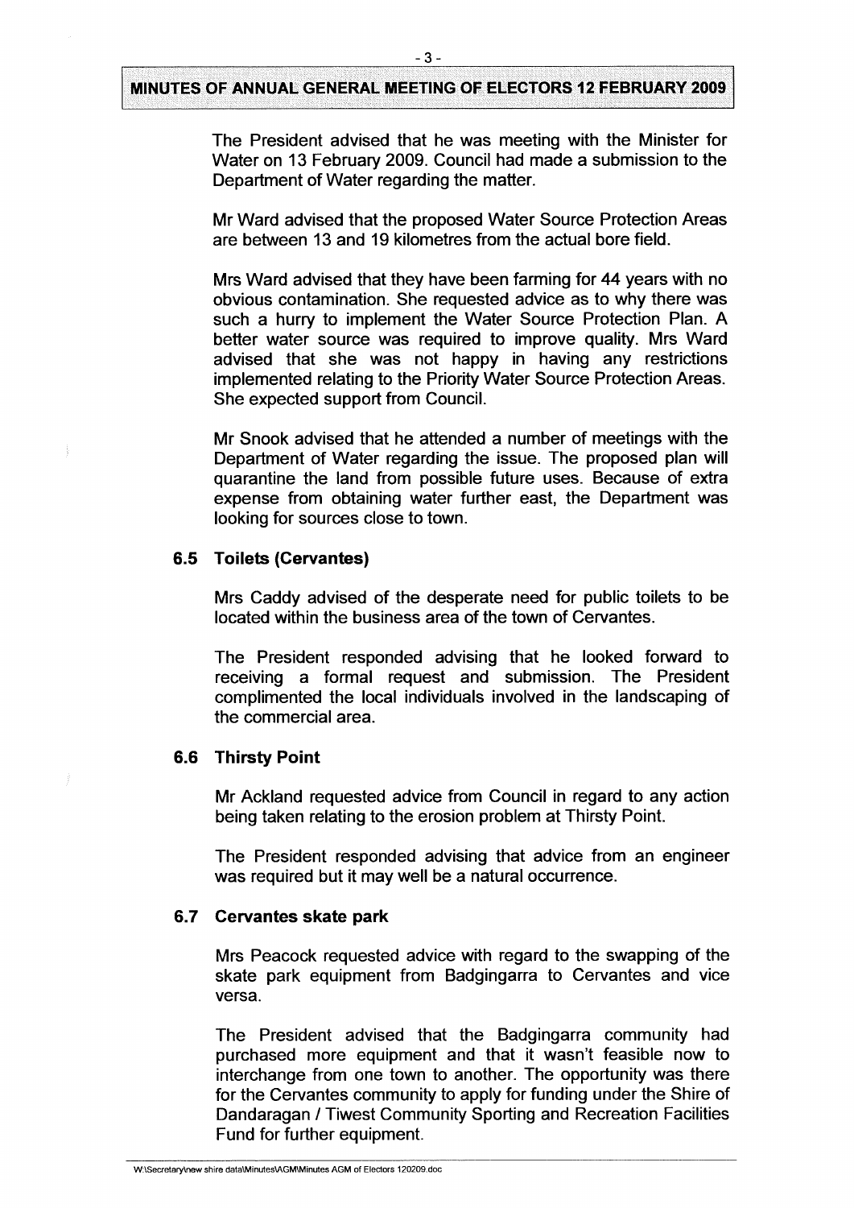The President advised that he was meeting with the Minister for Water on 13 February 2009. Council had made a submission to the Department of Water regarding the matter.

Mr Ward advised that the proposed Water Source Protection Areas are between 13 and 19 kilometres from the actual bore field.

Mrs Ward advised that they have been farming for 44 years with no obvious contamination. She requested advice as to why there was such a hurry to implement the Water Source Protection Plan. A better water source was required to improve quality. Mrs Ward advised that she was not happy in having any restrictions implemented relating to the Priority Water Source Protection Areas. She expected support from Council.

Mr Snook advised that he attended a number of meetings with the Department of Water regarding the issue. The proposed plan will quarantine the land from possible future uses. Because of extra expense from obtaining water further east, the Department was looking for sources close to town.

### 6.5 Toilets (Cervantes)

Mrs Caddy advised of the desperate need for public toilets to be located within the business area of the town of Cervantes.

The President responded advising that he looked forward to receiving a formal request and submission. The President complimented the local individuals involved in the landscaping of the commercial area.

### 6.6 Thirsty Point

Mr Ackland requested advice from Council in regard to any action being taken relating to the erosion problem at Thirsty Point.

The President responded advising that advice from an engineer was required but it may well be a natural occurrence.

### 6.7 Cervantes skate park

Mrs Peacock requested advice with regard to the swapping of the skate park equipment from Badgingarra to Cervantes and vice versa.

The President advised that the Badgingarra community had purchased more equipment and that it wasn't feasible now to interchange from one town to another. The opportunity was there for the Cervantes community to apply for funding under the Shire of Dandaragan / Tiwest Community Sporting and Recreation Facilities Fund for further equipment.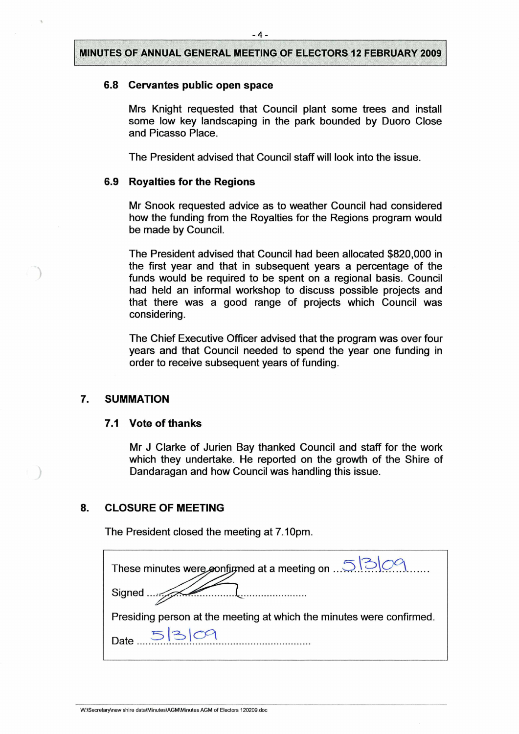MINUTES OF ANNUAL GENERAL MEETING OF ELECTORS 12 FEBRUARY 2009

### 6.8 Cervantes public open space

Mrs Knight requested that Council plant some trees and install some low key landscaping in the park bounded by Duoro Close and Picasso Place.

The President advised that Council staff will look into the issue.

### 6.9 Royalties for the Regions

Mr Snook requested advice as to weather Council had considered how the funding from the Royalties for the Regions program would be made by Council.

The President advised that Council had been allocated $820,000 in the first year and that in subsequent years a percentage of the funds would be required to be spent on a regional basis. Council had held an informal workshop to discuss possible projects and that there was a good range of projects which Council was considering.

The Chief Executive Officer advised that the program was over four years and that Council needed to spend the year one funding in order to receive subsequent years of funding.

## 7. SUMMATION

### 7.1 Vote of thanks

Mr J Clarke of Jurien Bay thanked Council and staff for the work which they undertake. He reported on the growth of the Shire of Dandaragan and how Council was handling this issue.

## 8. CLOSURE OF MEETING

The President closed the meeting at 7.10pm.

These minutes were confirmed at a meeting on 5/3/09

Signed ..........................................

Presiding person at the meeting at which the minutes were confirmed.

Date 5/3/09

W:\Secretary\new shire data\Minutes\AGM\Minutes AGM of Electors 120209.doc